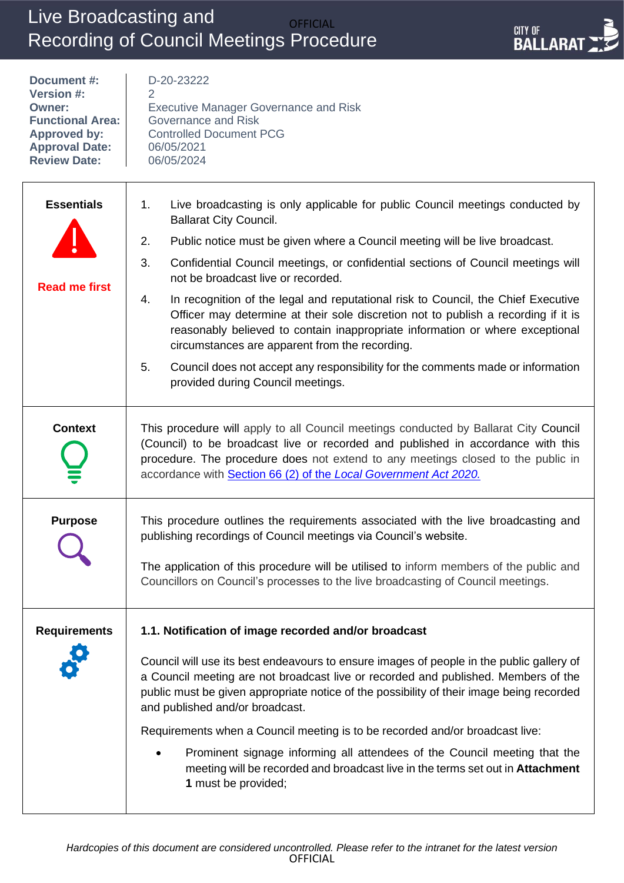# Live Broadcasting and Recording of Council Meetings Procedure

| | |
|---|---|
| **Document #:** | D-20-23222 |
| **Version #:** | 2 |
| **Owner:** | Executive Manager Governance and Risk |
| **Functional Area:** | Governance and Risk |
| **Approved by:** | Controlled Document PCG |
| **Approval Date:** | 06/05/2021 |
| **Review Date:** | 06/05/2024 |

| | |
|---|---|
| **Essentials**<br><br>**Read me first** | 1. Live broadcasting is only applicable for public Council meetings conducted by Ballarat City Council.<br>2. Public notice must be given where a Council meeting will be live broadcast.<br>3. Confidential Council meetings, or confidential sections of Council meetings will not be broadcast live or recorded.<br>4. In recognition of the legal and reputational risk to Council, the Chief Executive Officer may determine at their sole discretion not to publish a recording if it is reasonably believed to contain inappropriate information or where exceptional circumstances are apparent from the recording.<br>5. Council does not accept any responsibility for the comments made or information provided during Council meetings. |
| **Context** | This procedure will apply to all Council meetings conducted by Ballarat City Council (Council) to be broadcast live or recorded and published in accordance with this procedure. The procedure does not extend to any meetings closed to the public in accordance with Section 66 (2) of the *Local Government Act 2020.* |
| **Purpose** | This procedure outlines the requirements associated with the live broadcasting and publishing recordings of Council meetings via Council's website.<br><br>The application of this procedure will be utilised to inform members of the public and Councillors on Council's processes to the live broadcasting of Council meetings. |
| **Requirements** | **1.1. Notification of image recorded and/or broadcast**<br><br>Council will use its best endeavours to ensure images of people in the public gallery of a Council meeting are not broadcast live or recorded and published. Members of the public must be given appropriate notice of the possibility of their image being recorded and published and/or broadcast.<br><br>Requirements when a Council meeting is to be recorded and/or broadcast live:<br><br>• Prominent signage informing all attendees of the Council meeting that the meeting will be recorded and broadcast live in the terms set out in **Attachment 1** must be provided; |

*Hardcopies of this document are considered uncontrolled. Please refer to the intranet for the latest version*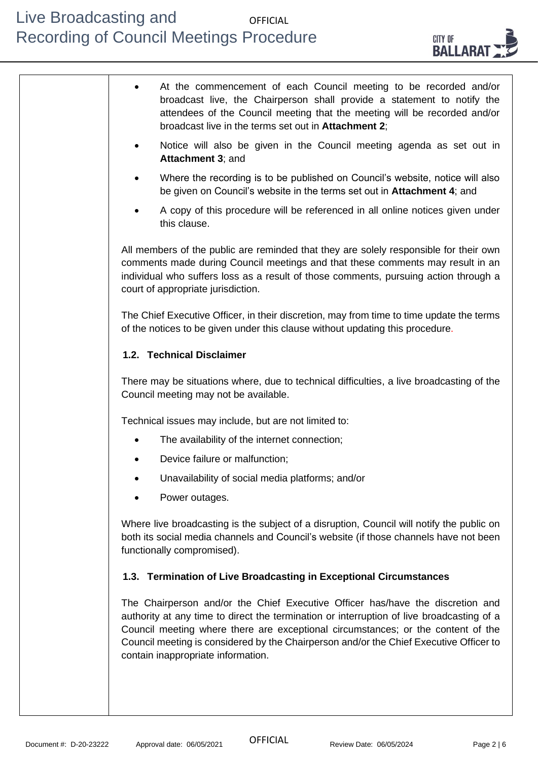- At the commencement of each Council meeting to be recorded and/or broadcast live, the Chairperson shall provide a statement to notify the attendees of the Council meeting that the meeting will be recorded and/or broadcast live in the terms set out in **Attachment 2**;
- Notice will also be given in the Council meeting agenda as set out in **Attachment 3**; and
- Where the recording is to be published on Council's website, notice will also be given on Council's website in the terms set out in **Attachment 4**; and
- A copy of this procedure will be referenced in all online notices given under this clause.

All members of the public are reminded that they are solely responsible for their own comments made during Council meetings and that these comments may result in an individual who suffers loss as a result of those comments, pursuing action through a court of appropriate jurisdiction.

The Chief Executive Officer, in their discretion, may from time to time update the terms of the notices to be given under this clause without updating this procedure.

### 1.2. Technical Disclaimer

There may be situations where, due to technical difficulties, a live broadcasting of the Council meeting may not be available.

Technical issues may include, but are not limited to:

- The availability of the internet connection;
- Device failure or malfunction;
- Unavailability of social media platforms; and/or
- Power outages.

Where live broadcasting is the subject of a disruption, Council will notify the public on both its social media channels and Council's website (if those channels have not been functionally compromised).

### 1.3. Termination of Live Broadcasting in Exceptional Circumstances

The Chairperson and/or the Chief Executive Officer has/have the discretion and authority at any time to direct the termination or interruption of live broadcasting of a Council meeting where there are exceptional circumstances; or the content of the Council meeting is considered by the Chairperson and/or the Chief Executive Officer to contain inappropriate information.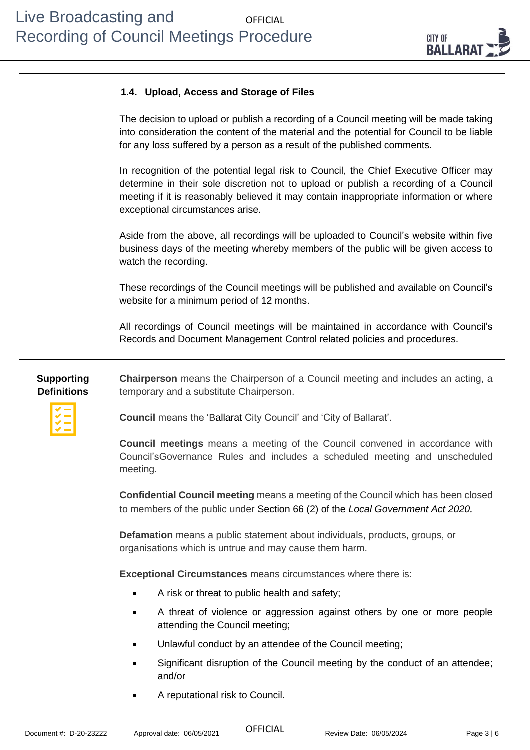### 1.4. Upload, Access and Storage of Files

The decision to upload or publish a recording of a Council meeting will be made taking into consideration the content of the material and the potential for Council to be liable for any loss suffered by a person as a result of the published comments.

In recognition of the potential legal risk to Council, the Chief Executive Officer may determine in their sole discretion not to upload or publish a recording of a Council meeting if it is reasonably believed it may contain inappropriate information or where exceptional circumstances arise.

Aside from the above, all recordings will be uploaded to Council's website within five business days of the meeting whereby members of the public will be given access to watch the recording.

These recordings of the Council meetings will be published and available on Council's website for a minimum period of 12 months.

All recordings of Council meetings will be maintained in accordance with Council's Records and Document Management Control related policies and procedures.

## Supporting Definitions

**Chairperson** means the Chairperson of a Council meeting and includes an acting, a temporary and a substitute Chairperson.

**Council** means the 'Ballarat City Council' and 'City of Ballarat'.

**Council meetings** means a meeting of the Council convened in accordance with Council'sGovernance Rules and includes a scheduled meeting and unscheduled meeting.

**Confidential Council meeting** means a meeting of the Council which has been closed to members of the public under Section 66 (2) of the *Local Government Act 2020*.

**Defamation** means a public statement about individuals, products, groups, or organisations which is untrue and may cause them harm.

**Exceptional Circumstances** means circumstances where there is:

- A risk or threat to public health and safety;
- A threat of violence or aggression against others by one or more people attending the Council meeting;
- Unlawful conduct by an attendee of the Council meeting;
- Significant disruption of the Council meeting by the conduct of an attendee; and/or
- A reputational risk to Council.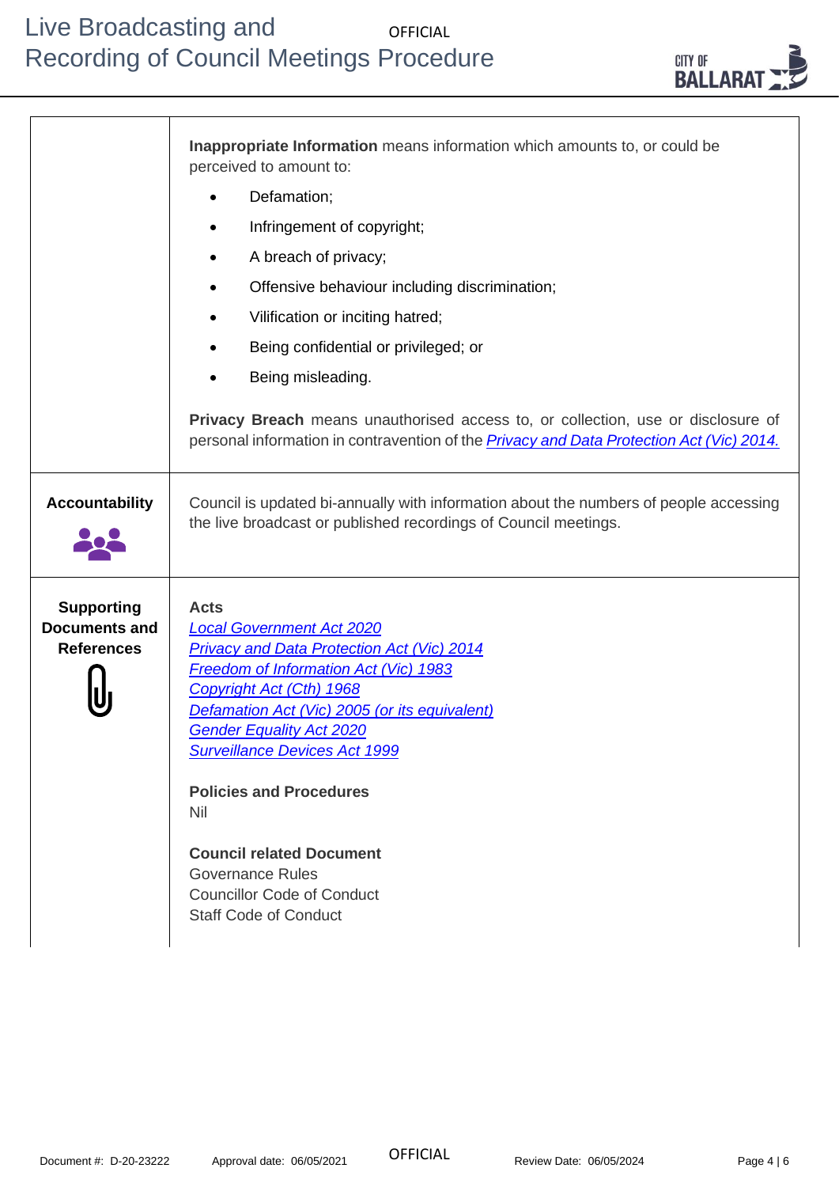| | |
|---|---|
| | **Inappropriate Information** means information which amounts to, or could be perceived to amount to:<br>• Defamation;<br>• Infringement of copyright;<br>• A breach of privacy;<br>• Offensive behaviour including discrimination;<br>• Vilification or inciting hatred;<br>• Being confidential or privileged; or<br>• Being misleading.<br><br>**Privacy Breach** means unauthorised access to, or collection, use or disclosure of personal information in contravention of the *Privacy and Data Protection Act (Vic) 2014.* |
| **Accountability** | Council is updated bi-annually with information about the numbers of people accessing the live broadcast or published recordings of Council meetings. |
| **Supporting Documents and References** | **Acts**<br>*Local Government Act 2020*<br>*Privacy and Data Protection Act (Vic) 2014*<br>*Freedom of Information Act (Vic) 1983*<br>*Copyright Act (Cth) 1968*<br>*Defamation Act (Vic) 2005 (or its equivalent)*<br>*Gender Equality Act 2020*<br>*Surveillance Devices Act 1999*<br><br>**Policies and Procedures**<br>Nil<br><br>**Council related Document**<br>Governance Rules<br>Councillor Code of Conduct<br>Staff Code of Conduct |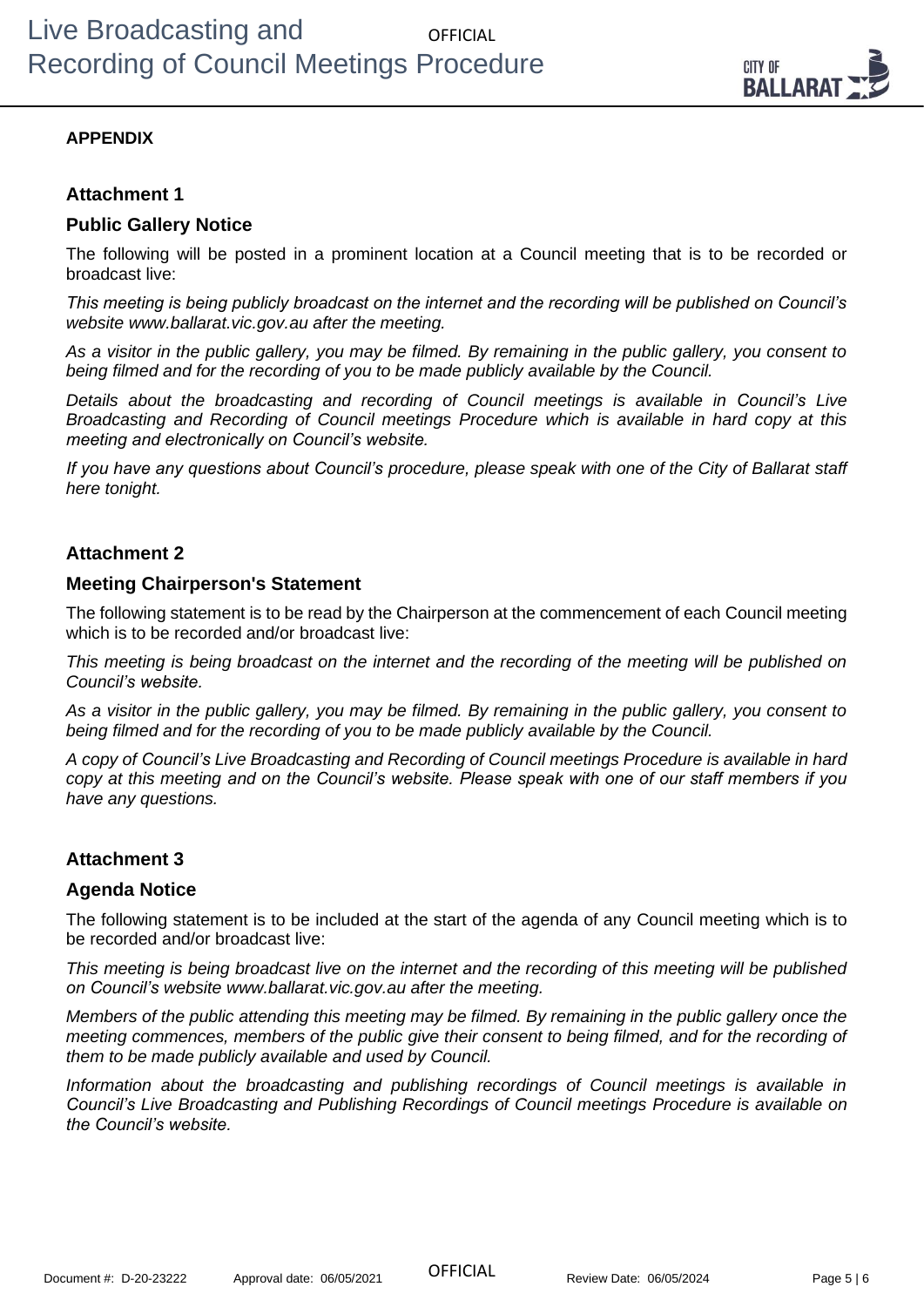**APPENDIX**

### Attachment 1

### Public Gallery Notice

The following will be posted in a prominent location at a Council meeting that is to be recorded or broadcast live:

*This meeting is being publicly broadcast on the internet and the recording will be published on Council's website www.ballarat.vic.gov.au after the meeting.*

*As a visitor in the public gallery, you may be filmed. By remaining in the public gallery, you consent to being filmed and for the recording of you to be made publicly available by the Council.*

*Details about the broadcasting and recording of Council meetings is available in Council's Live Broadcasting and Recording of Council meetings Procedure which is available in hard copy at this meeting and electronically on Council's website.*

*If you have any questions about Council's procedure, please speak with one of the City of Ballarat staff here tonight.*

### Attachment 2

### Meeting Chairperson's Statement

The following statement is to be read by the Chairperson at the commencement of each Council meeting which is to be recorded and/or broadcast live:

*This meeting is being broadcast on the internet and the recording of the meeting will be published on Council's website.*

*As a visitor in the public gallery, you may be filmed. By remaining in the public gallery, you consent to being filmed and for the recording of you to be made publicly available by the Council.*

*A copy of Council's Live Broadcasting and Recording of Council meetings Procedure is available in hard copy at this meeting and on the Council's website. Please speak with one of our staff members if you have any questions.*

### Attachment 3

### Agenda Notice

The following statement is to be included at the start of the agenda of any Council meeting which is to be recorded and/or broadcast live:

*This meeting is being broadcast live on the internet and the recording of this meeting will be published on Council's website www.ballarat.vic.gov.au after the meeting.*

*Members of the public attending this meeting may be filmed. By remaining in the public gallery once the meeting commences, members of the public give their consent to being filmed, and for the recording of them to be made publicly available and used by Council.*

*Information about the broadcasting and publishing recordings of Council meetings is available in Council's Live Broadcasting and Publishing Recordings of Council meetings Procedure is available on the Council's website.*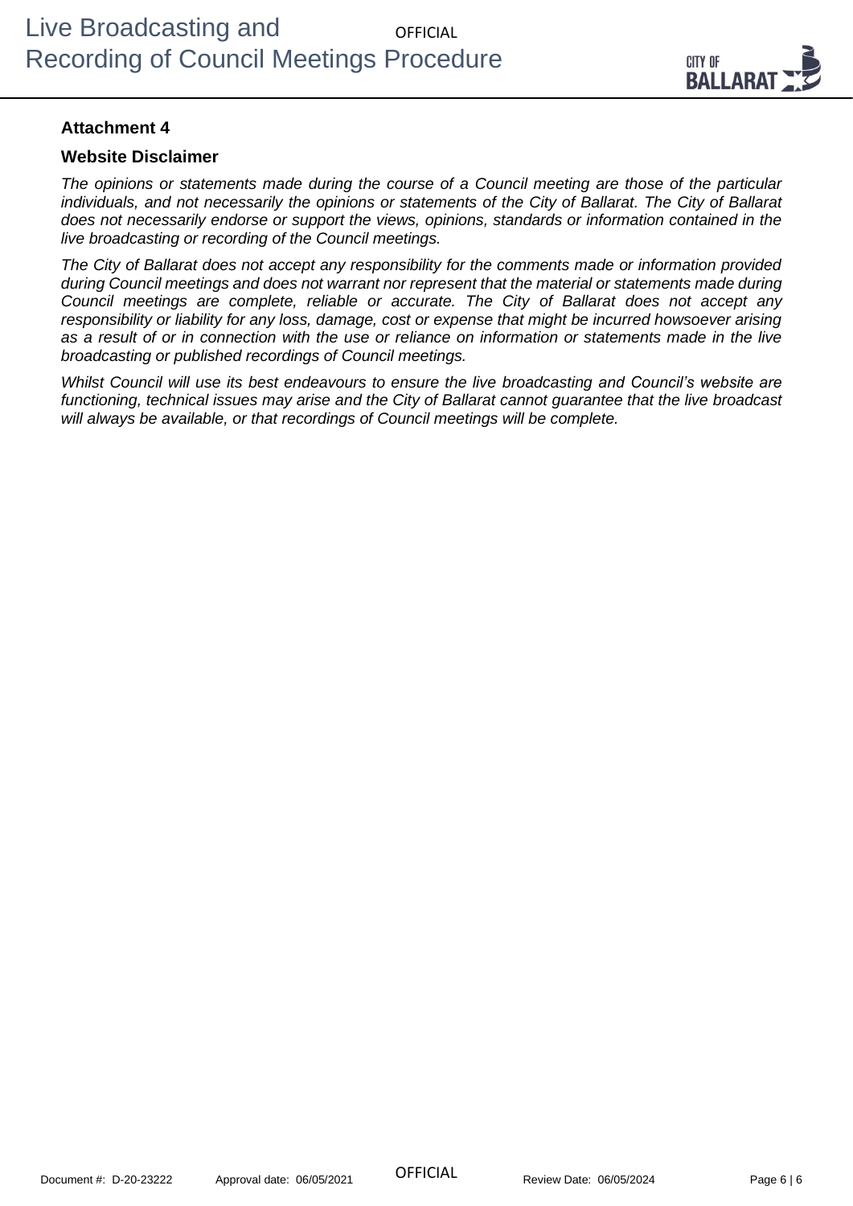## Attachment 4

## Website Disclaimer

*The opinions or statements made during the course of a Council meeting are those of the particular individuals, and not necessarily the opinions or statements of the City of Ballarat. The City of Ballarat does not necessarily endorse or support the views, opinions, standards or information contained in the live broadcasting or recording of the Council meetings.*

*The City of Ballarat does not accept any responsibility for the comments made or information provided during Council meetings and does not warrant nor represent that the material or statements made during Council meetings are complete, reliable or accurate. The City of Ballarat does not accept any responsibility or liability for any loss, damage, cost or expense that might be incurred howsoever arising as a result of or in connection with the use or reliance on information or statements made in the live broadcasting or published recordings of Council meetings.*

*Whilst Council will use its best endeavours to ensure the live broadcasting and Council's website are functioning, technical issues may arise and the City of Ballarat cannot guarantee that the live broadcast will always be available, or that recordings of Council meetings will be complete.*